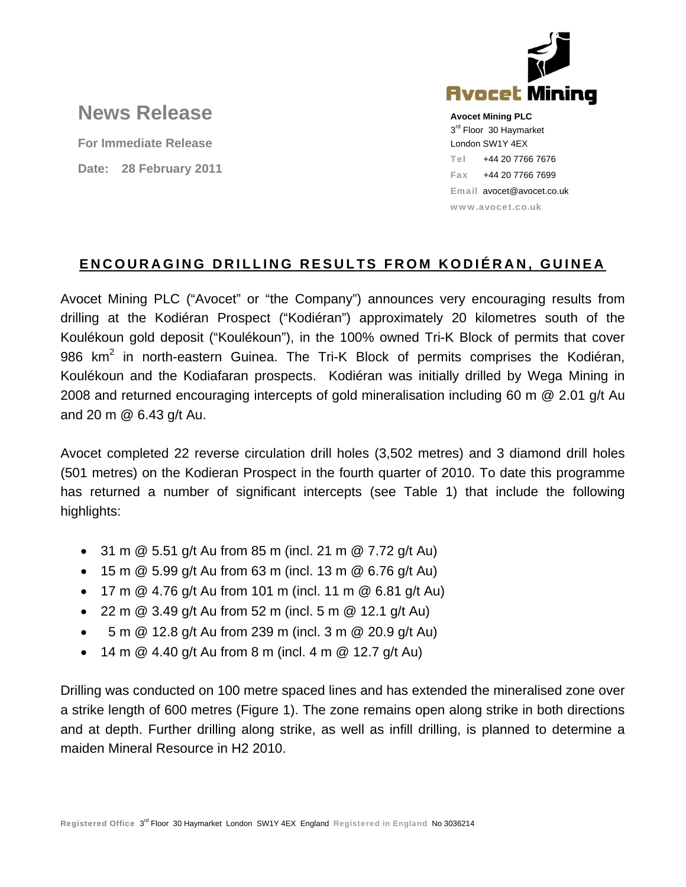# News Release

**For Immediate Release**

**Date: 28 February 2011**

**Avocet Mining PLC**
3rd Floor 30 Haymarket
London SW1Y 4EX
Tel +44 20 7766 7676
Fax +44 20 7766 7699
Email avocet@avocet.co.uk
www.avocet.co.uk

## ENCOURAGING DRILLING RESULTS FROM KODIÉRAN, GUINEA

Avocet Mining PLC ("Avocet" or "the Company") announces very encouraging results from drilling at the Kodiéran Prospect ("Kodiéran") approximately 20 kilometres south of the Koulékoun gold deposit ("Koulékoun"), in the 100% owned Tri-K Block of permits that cover 986 km$^2$ in north-eastern Guinea. The Tri-K Block of permits comprises the Kodiéran, Koulékoun and the Kodiafaran prospects. Kodiéran was initially drilled by Wega Mining in 2008 and returned encouraging intercepts of gold mineralisation including 60 m @ 2.01 g/t Au and 20 m @ 6.43 g/t Au.

Avocet completed 22 reverse circulation drill holes (3,502 metres) and 3 diamond drill holes (501 metres) on the Kodieran Prospect in the fourth quarter of 2010. To date this programme has returned a number of significant intercepts (see Table 1) that include the following highlights:

- 31 m @ 5.51 g/t Au from 85 m (incl. 21 m @ 7.72 g/t Au)
- 15 m @ 5.99 g/t Au from 63 m (incl. 13 m @ 6.76 g/t Au)
- 17 m @ 4.76 g/t Au from 101 m (incl. 11 m @ 6.81 g/t Au)
- 22 m @ 3.49 g/t Au from 52 m (incl. 5 m @ 12.1 g/t Au)
- 5 m @ 12.8 g/t Au from 239 m (incl. 3 m @ 20.9 g/t Au)
- 14 m @ 4.40 g/t Au from 8 m (incl. 4 m @ 12.7 g/t Au)

Drilling was conducted on 100 metre spaced lines and has extended the mineralised zone over a strike length of 600 metres (Figure 1). The zone remains open along strike in both directions and at depth. Further drilling along strike, as well as infill drilling, is planned to determine a maiden Mineral Resource in H2 2010.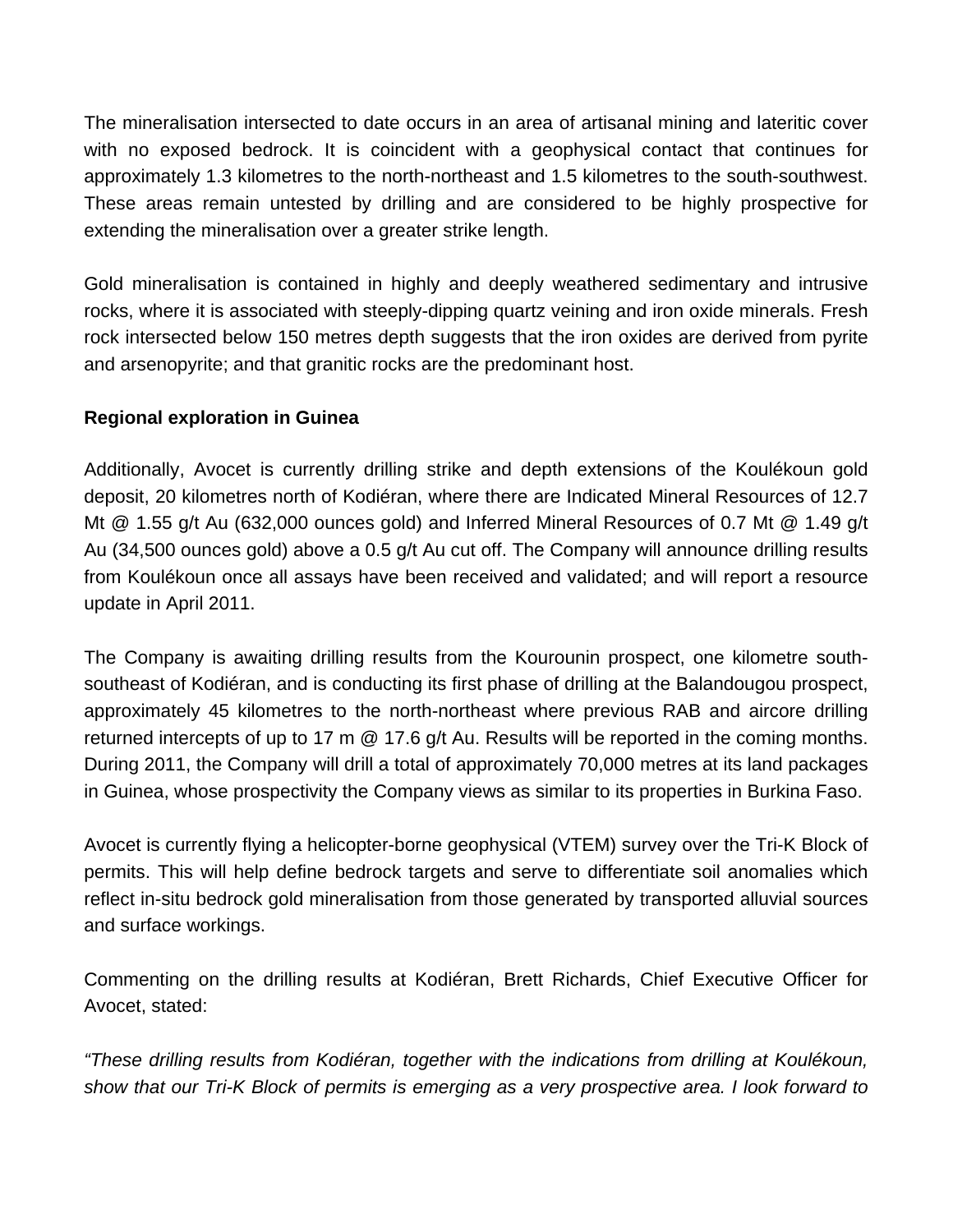The mineralisation intersected to date occurs in an area of artisanal mining and lateritic cover with no exposed bedrock. It is coincident with a geophysical contact that continues for approximately 1.3 kilometres to the north-northeast and 1.5 kilometres to the south-southwest. These areas remain untested by drilling and are considered to be highly prospective for extending the mineralisation over a greater strike length.

Gold mineralisation is contained in highly and deeply weathered sedimentary and intrusive rocks, where it is associated with steeply-dipping quartz veining and iron oxide minerals. Fresh rock intersected below 150 metres depth suggests that the iron oxides are derived from pyrite and arsenopyrite; and that granitic rocks are the predominant host.

**Regional exploration in Guinea**

Additionally, Avocet is currently drilling strike and depth extensions of the Koulékoun gold deposit, 20 kilometres north of Kodiéran, where there are Indicated Mineral Resources of 12.7 Mt @ 1.55 g/t Au (632,000 ounces gold) and Inferred Mineral Resources of 0.7 Mt @ 1.49 g/t Au (34,500 ounces gold) above a 0.5 g/t Au cut off. The Company will announce drilling results from Koulékoun once all assays have been received and validated; and will report a resource update in April 2011.

The Company is awaiting drilling results from the Kourounin prospect, one kilometre south-southeast of Kodiéran, and is conducting its first phase of drilling at the Balandougou prospect, approximately 45 kilometres to the north-northeast where previous RAB and aircore drilling returned intercepts of up to 17 m @ 17.6 g/t Au. Results will be reported in the coming months. During 2011, the Company will drill a total of approximately 70,000 metres at its land packages in Guinea, whose prospectivity the Company views as similar to its properties in Burkina Faso.

Avocet is currently flying a helicopter-borne geophysical (VTEM) survey over the Tri-K Block of permits. This will help define bedrock targets and serve to differentiate soil anomalies which reflect in-situ bedrock gold mineralisation from those generated by transported alluvial sources and surface workings.

Commenting on the drilling results at Kodiéran, Brett Richards, Chief Executive Officer for Avocet, stated:

*"These drilling results from Kodiéran, together with the indications from drilling at Koulékoun, show that our Tri-K Block of permits is emerging as a very prospective area. I look forward to*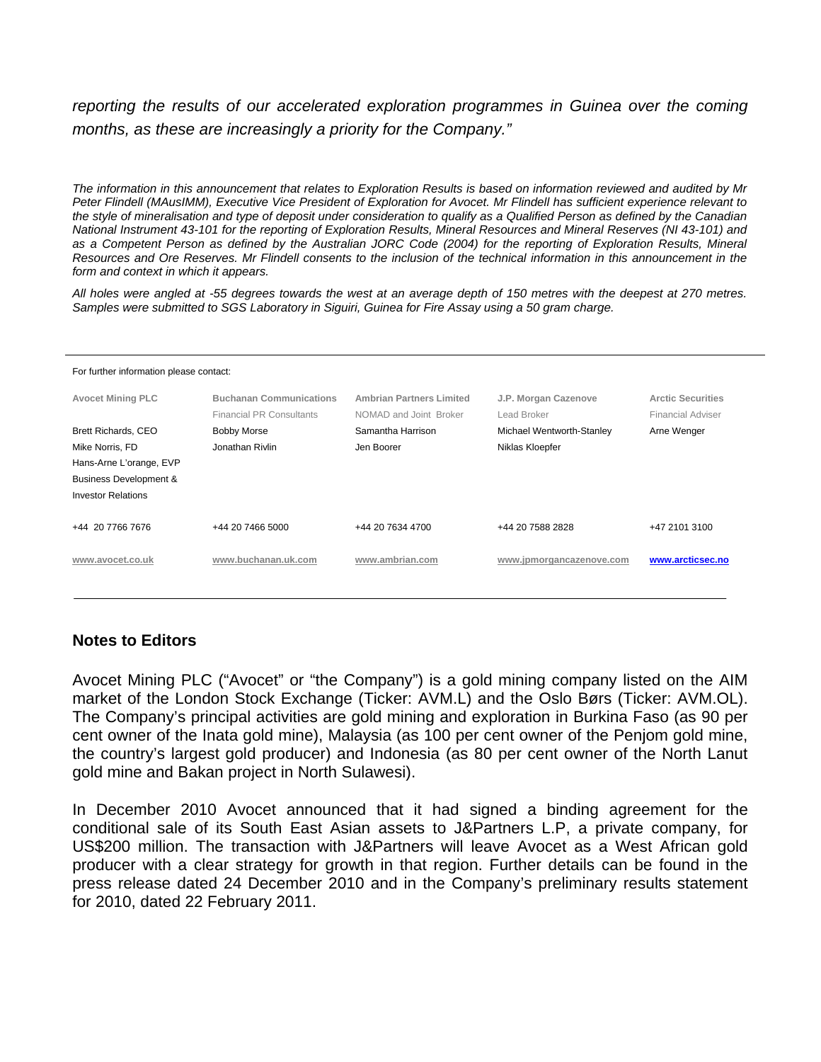*reporting the results of our accelerated exploration programmes in Guinea over the coming months, as these are increasingly a priority for the Company."*

*The information in this announcement that relates to Exploration Results is based on information reviewed and audited by Mr Peter Flindell (MAusIMM), Executive Vice President of Exploration for Avocet. Mr Flindell has sufficient experience relevant to the style of mineralisation and type of deposit under consideration to qualify as a Qualified Person as defined by the Canadian National Instrument 43-101 for the reporting of Exploration Results, Mineral Resources and Mineral Reserves (NI 43-101) and as a Competent Person as defined by the Australian JORC Code (2004) for the reporting of Exploration Results, Mineral Resources and Ore Reserves. Mr Flindell consents to the inclusion of the technical information in this announcement in the form and context in which it appears.*

*All holes were angled at -55 degrees towards the west at an average depth of 150 metres with the deepest at 270 metres. Samples were submitted to SGS Laboratory in Siguiri, Guinea for Fire Assay using a 50 gram charge.*

---

For further information please contact:

| | | | | |
|---|---|---|---|---|
| **Avocet Mining PLC** | **Buchanan Communications** | **Ambrian Partners Limited** | **J.P. Morgan Cazenove** | **Arctic Securities** |
| | Financial PR Consultants | NOMAD and Joint Broker | Lead Broker | Financial Adviser |
| Brett Richards, CEO | Bobby Morse | Samantha Harrison | Michael Wentworth-Stanley | Arne Wenger |
| Mike Norris, FD | Jonathan Rivlin | Jen Boorer | Niklas Kloepfer | |
| Hans-Arne L'orange, EVP Business Development & Investor Relations | | | | |
| +44 20 7766 7676 | +44 20 7466 5000 | +44 20 7634 4700 | +44 20 7588 2828 | +47 2101 3100 |
| www.avocet.co.uk | www.buchanan.uk.com | www.ambrian.com | www.jpmorgancazenove.com | www.arcticsec.no |

---

## Notes to Editors

Avocet Mining PLC ("Avocet" or "the Company") is a gold mining company listed on the AIM market of the London Stock Exchange (Ticker: AVM.L) and the Oslo Børs (Ticker: AVM.OL). The Company's principal activities are gold mining and exploration in Burkina Faso (as 90 per cent owner of the Inata gold mine), Malaysia (as 100 per cent owner of the Penjom gold mine, the country's largest gold producer) and Indonesia (as 80 per cent owner of the North Lanut gold mine and Bakan project in North Sulawesi).

In December 2010 Avocet announced that it had signed a binding agreement for the conditional sale of its South East Asian assets to J&Partners L.P, a private company, for US$200 million. The transaction with J&Partners will leave Avocet as a West African gold producer with a clear strategy for growth in that region. Further details can be found in the press release dated 24 December 2010 and in the Company's preliminary results statement for 2010, dated 22 February 2011.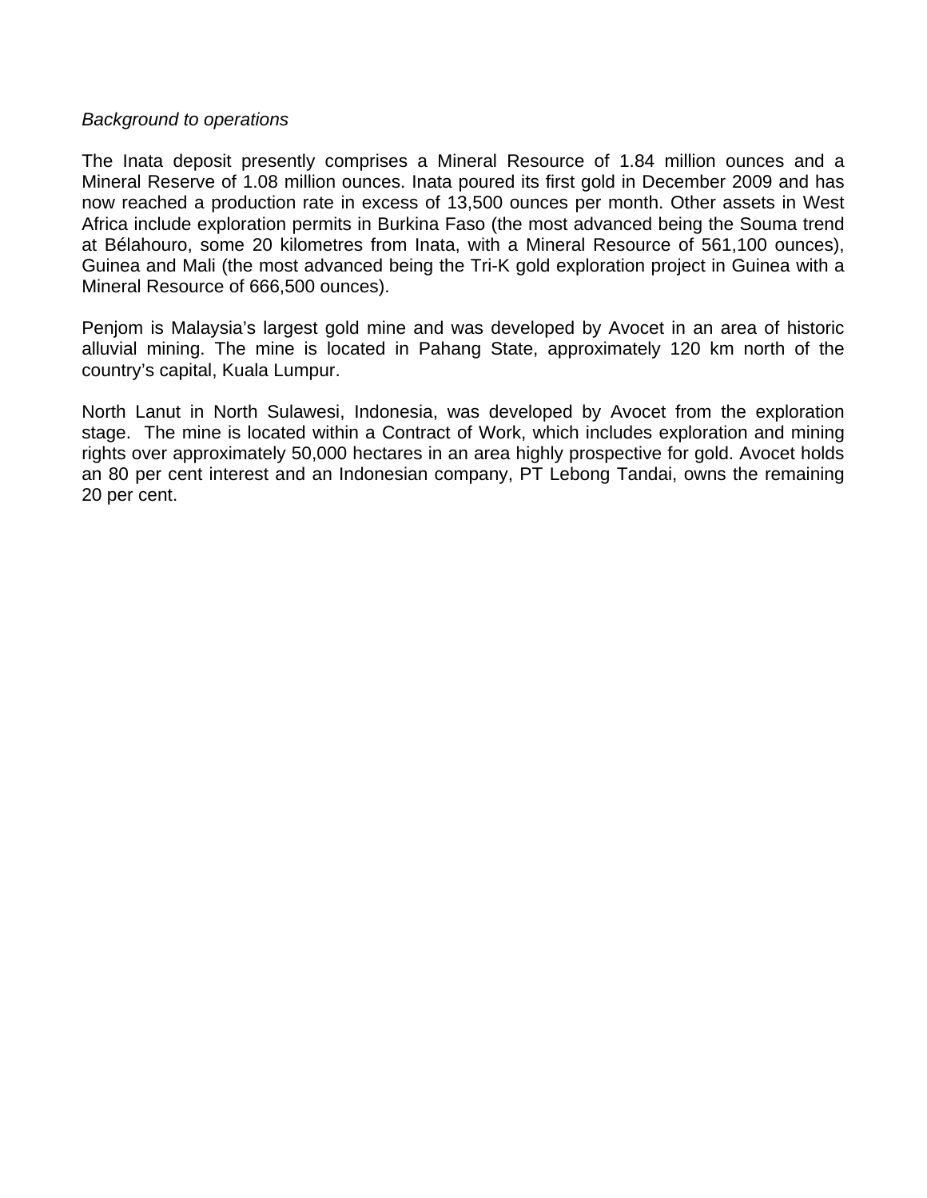*Background to operations*

The Inata deposit presently comprises a Mineral Resource of 1.84 million ounces and a Mineral Reserve of 1.08 million ounces. Inata poured its first gold in December 2009 and has now reached a production rate in excess of 13,500 ounces per month. Other assets in West Africa include exploration permits in Burkina Faso (the most advanced being the Souma trend at Bélahouro, some 20 kilometres from Inata, with a Mineral Resource of 561,100 ounces), Guinea and Mali (the most advanced being the Tri-K gold exploration project in Guinea with a Mineral Resource of 666,500 ounces).

Penjom is Malaysia's largest gold mine and was developed by Avocet in an area of historic alluvial mining. The mine is located in Pahang State, approximately 120 km north of the country's capital, Kuala Lumpur.

North Lanut in North Sulawesi, Indonesia, was developed by Avocet from the exploration stage. The mine is located within a Contract of Work, which includes exploration and mining rights over approximately 50,000 hectares in an area highly prospective for gold. Avocet holds an 80 per cent interest and an Indonesian company, PT Lebong Tandai, owns the remaining 20 per cent.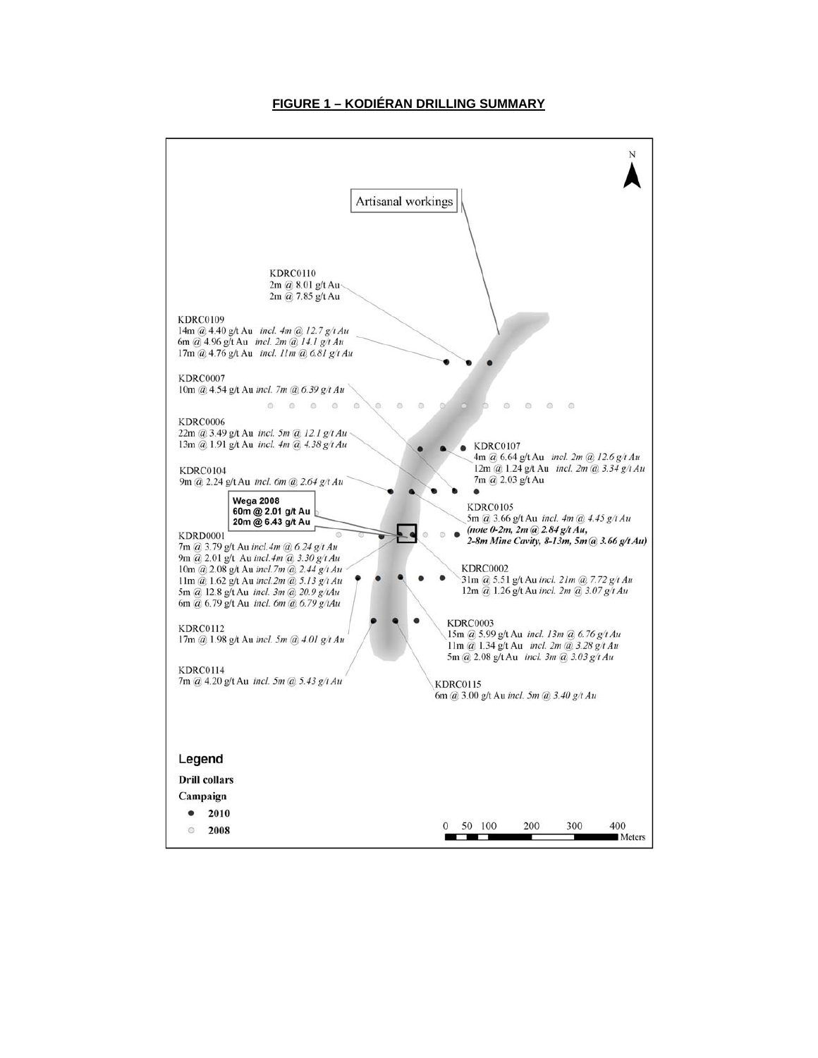**FIGURE 1 – KODIÉRAN DRILLING SUMMARY**

N

Artisanal workings

KDRC0110
2m @ 8.01 g/t Au
2m @ 7.85 g/t Au

KDRC0109
14m @ 4.40 g/t Au *incl. 4m @ 12.7 g/t Au*
6m @ 4.96 g/t Au *incl. 2m @ 14.1 g/t Au*
17m @ 4.76 g/t Au *incl. 11m @ 6.81 g/t Au*

KDRC0007
10m @ 4.54 g/t Au *incl. 7m @ 6.39 g/t Au*

KDRC0006
22m @ 3.49 g/t Au *incl. 5m @ 12.1 g/t Au*
13m @ 1.91 g/t Au *incl. 4m @ 4.38 g/t Au*

KDRC0107
4m @ 6.64 g/t Au *incl. 2m @ 12.6 g/t Au*
12m @ 1.24 g/t Au *incl. 2m @ 3.34 g/t Au*
7m @ 2.03 g/t Au

KDRC0104
9m @ 2.24 g/t Au *incl. 6m @ 2.64 g/t Au*

**Wega 2008**
**60m @ 2.01 g/t Au**
**20m @ 6.43 g/t Au**

KDRC0105
5m @ 3.66 g/t Au *incl. 4m @ 4.45 g/t Au*
***(note 0-2m, 2m @ 2.84 g/t Au,***
***2-8m Mine Cavity, 8-13m, 5m @ 3.66 g/t Au)***

KDRD0001
7m @ 3.79 g/t Au *incl. 4m @ 6.24 g/t Au*
9m @ 2.01 g/t Au *incl. 4m @ 3.30 g/t Au*
10m @ 2.08 g/t Au *incl. 7m @ 2.44 g/t Au*
11m @ 1.62 g/t Au *incl. 2m @ 5.13 g/t Au*
5m @ 12.8 g/t Au *incl. 3m @ 20.9 g/t Au*
6m @ 6.79 g/t Au *incl. 6m @ 6.79 g/t Au*

KDRC0002
31m @ 5.51 g/t Au *incl. 21m @ 7.72 g/t Au*
12m @ 1.26 g/t Au *incl. 2m @ 3.07 g/t Au*

KDRC0112
17m @ 1.98 g/t Au *incl. 5m @ 4.01 g/t Au*

KDRC0003
15m @ 5.99 g/t Au *incl. 13m @ 6.76 g/t Au*
11m @ 1.34 g/t Au *incl. 2m @ 3.28 g/t Au*
5m @ 2.08 g/t Au *incl. 3m @ 3.03 g/t Au*

KDRC0114
7m @ 4.20 g/t Au *incl. 5m @ 5.43 g/t Au*

KDRC0115
6m @ 3.00 g/t Au *incl. 5m @ 3.40 g/t Au*

**Legend**

**Drill collars**

**Campaign**

- **2010**
- **2008**

0 50 100 200 300 400 Meters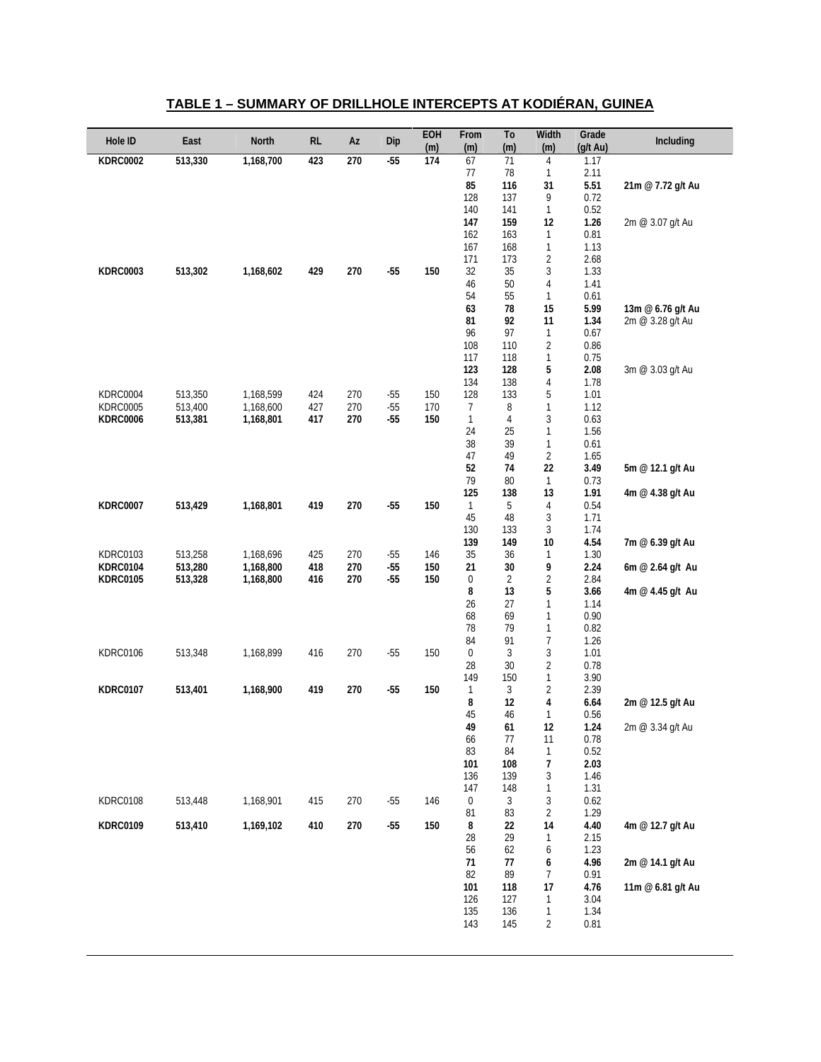## TABLE 1 – SUMMARY OF DRILLHOLE INTERCEPTS AT KODIÉRAN, GUINEA

| Hole ID | East | North | RL | Az | Dip | EOH (m) | From (m) | To (m) | Width (m) | Grade (g/t Au) | Including |
|---|---|---|---|---|---|---|---|---|---|---|---|
| **KDRC0002** | **513,330** | **1,168,700** | **423** | **270** | **-55** | **174** | 67 | 71 | 4 | 1.17 | |
| | | | | | | | 77 | 78 | 1 | 2.11 | |
| | | | | | | | **85** | **116** | **31** | **5.51** | **21m @ 7.72 g/t Au** |
| | | | | | | | 128 | 137 | 9 | 0.72 | |
| | | | | | | | 140 | 141 | 1 | 0.52 | |
| | | | | | | | **147** | **159** | **12** | **1.26** | 2m @ 3.07 g/t Au |
| | | | | | | | 162 | 163 | 1 | 0.81 | |
| | | | | | | | 167 | 168 | 1 | 1.13 | |
| | | | | | | | 171 | 173 | 2 | 2.68 | |
| **KDRC0003** | **513,302** | **1,168,602** | **429** | **270** | **-55** | **150** | 32 | 35 | 3 | 1.33 | |
| | | | | | | | 46 | 50 | 4 | 1.41 | |
| | | | | | | | 54 | 55 | 1 | 0.61 | |
| | | | | | | | **63** | **78** | **15** | **5.99** | **13m @ 6.76 g/t Au** |
| | | | | | | | **81** | **92** | **11** | **1.34** | 2m @ 3.28 g/t Au |
| | | | | | | | 96 | 97 | 1 | 0.67 | |
| | | | | | | | 108 | 110 | 2 | 0.86 | |
| | | | | | | | 117 | 118 | 1 | 0.75 | |
| | | | | | | | **123** | **128** | **5** | **2.08** | 3m @ 3.03 g/t Au |
| | | | | | | | 134 | 138 | 4 | 1.78 | |
| KDRC0004 | 513,350 | 1,168,599 | 424 | 270 | -55 | 150 | 128 | 133 | 5 | 1.01 | |
| KDRC0005 | 513,400 | 1,168,600 | 427 | 270 | -55 | 170 | 7 | 8 | 1 | 1.12 | |
| **KDRC0006** | **513,381** | **1,168,801** | **417** | **270** | **-55** | **150** | 1 | 4 | 3 | 0.63 | |
| | | | | | | | 24 | 25 | 1 | 1.56 | |
| | | | | | | | 38 | 39 | 1 | 0.61 | |
| | | | | | | | 47 | 49 | 2 | 1.65 | |
| | | | | | | | **52** | **74** | **22** | **3.49** | **5m @ 12.1 g/t Au** |
| | | | | | | | 79 | 80 | 1 | 0.73 | |
| | | | | | | | **125** | **138** | **13** | **1.91** | **4m @ 4.38 g/t Au** |
| **KDRC0007** | **513,429** | **1,168,801** | **419** | **270** | **-55** | **150** | 1 | 5 | 4 | 0.54 | |
| | | | | | | | 45 | 48 | 3 | 1.71 | |
| | | | | | | | 130 | 133 | 3 | 1.74 | |
| | | | | | | | **139** | **149** | **10** | **4.54** | **7m @ 6.39 g/t Au** |
| KDRC0103 | 513,258 | 1,168,696 | 425 | 270 | -55 | 146 | 35 | 36 | 1 | 1.30 | |
| **KDRC0104** | **513,280** | **1,168,800** | **418** | **270** | **-55** | **150** | **21** | **30** | **9** | **2.24** | **6m @ 2.64 g/t Au** |
| **KDRC0105** | **513,328** | **1,168,800** | **416** | **270** | **-55** | **150** | 0 | 2 | 2 | 2.84 | |
| | | | | | | | **8** | **13** | **5** | **3.66** | **4m @ 4.45 g/t Au** |
| | | | | | | | 26 | 27 | 1 | 1.14 | |
| | | | | | | | 68 | 69 | 1 | 0.90 | |
| | | | | | | | 78 | 79 | 1 | 0.82 | |
| | | | | | | | 84 | 91 | 7 | 1.26 | |
| KDRC0106 | 513,348 | 1,168,899 | 416 | 270 | -55 | 150 | 0 | 3 | 3 | 1.01 | |
| | | | | | | | 28 | 30 | 2 | 0.78 | |
| | | | | | | | 149 | 150 | 1 | 3.90 | |
| **KDRC0107** | **513,401** | **1,168,900** | **419** | **270** | **-55** | **150** | 1 | 3 | 2 | 2.39 | |
| | | | | | | | **8** | **12** | **4** | **6.64** | **2m @ 12.5 g/t Au** |
| | | | | | | | 45 | 46 | 1 | 0.56 | |
| | | | | | | | **49** | **61** | **12** | **1.24** | 2m @ 3.34 g/t Au |
| | | | | | | | 66 | 77 | 11 | 0.78 | |
| | | | | | | | 83 | 84 | 1 | 0.52 | |
| | | | | | | | **101** | **108** | **7** | **2.03** | |
| | | | | | | | 136 | 139 | 3 | 1.46 | |
| | | | | | | | 147 | 148 | 1 | 1.31 | |
| KDRC0108 | 513,448 | 1,168,901 | 415 | 270 | -55 | 146 | 0 | 3 | 3 | 0.62 | |
| | | | | | | | 81 | 83 | 2 | 1.29 | |
| **KDRC0109** | **513,410** | **1,169,102** | **410** | **270** | **-55** | **150** | **8** | **22** | **14** | **4.40** | **4m @ 12.7 g/t Au** |
| | | | | | | | 28 | 29 | 1 | 2.15 | |
| | | | | | | | 56 | 62 | 6 | 1.23 | |
| | | | | | | | **71** | **77** | **6** | **4.96** | **2m @ 14.1 g/t Au** |
| | | | | | | | 82 | 89 | 7 | 0.91 | |
| | | | | | | | **101** | **118** | **17** | **4.76** | **11m @ 6.81 g/t Au** |
| | | | | | | | 126 | 127 | 1 | 3.04 | |
| | | | | | | | 135 | 136 | 1 | 1.34 | |
| | | | | | | | 143 | 145 | 2 | 0.81 | |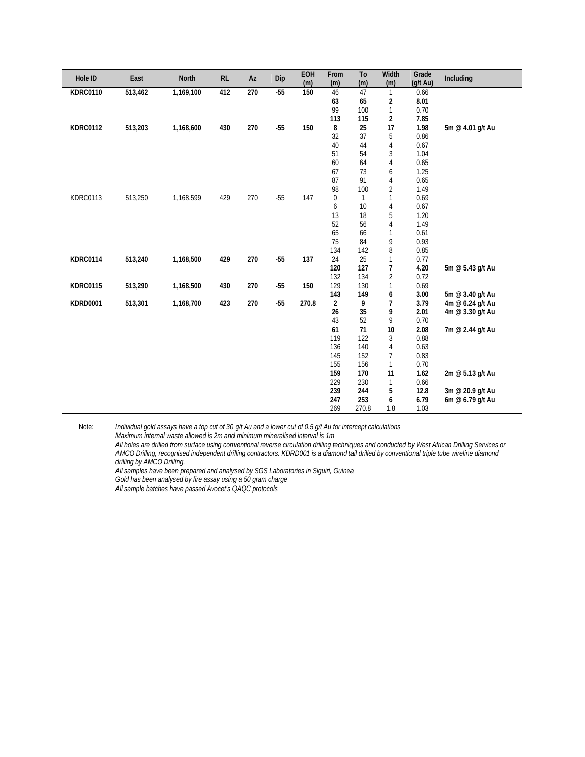| Hole ID | East | North | RL | Az | Dip | EOH (m) | From (m) | To (m) | Width (m) | Grade (g/t Au) | Including |
|---|---|---|---|---|---|---|---|---|---|---|---|
| **KDRC0110** | **513,462** | **1,169,100** | **412** | **270** | **-55** | **150** | 46 | 47 | 1 | 0.66 | |
| | | | | | | | **63** | **65** | **2** | **8.01** | |
| | | | | | | | 99 | 100 | 1 | 0.70 | |
| | | | | | | | **113** | **115** | **2** | **7.85** | |
| **KDRC0112** | **513,203** | **1,168,600** | **430** | **270** | **-55** | **150** | **8** | **25** | **17** | **1.98** | **5m @ 4.01 g/t Au** |
| | | | | | | | 32 | 37 | 5 | 0.86 | |
| | | | | | | | 40 | 44 | 4 | 0.67 | |
| | | | | | | | 51 | 54 | 3 | 1.04 | |
| | | | | | | | 60 | 64 | 4 | 0.65 | |
| | | | | | | | 67 | 73 | 6 | 1.25 | |
| | | | | | | | 87 | 91 | 4 | 0.65 | |
| | | | | | | | 98 | 100 | 2 | 1.49 | |
| KDRC0113 | 513,250 | 1,168,599 | 429 | 270 | -55 | 147 | 0 | 1 | 1 | 0.69 | |
| | | | | | | | 6 | 10 | 4 | 0.67 | |
| | | | | | | | 13 | 18 | 5 | 1.20 | |
| | | | | | | | 52 | 56 | 4 | 1.49 | |
| | | | | | | | 65 | 66 | 1 | 0.61 | |
| | | | | | | | 75 | 84 | 9 | 0.93 | |
| | | | | | | | 134 | 142 | 8 | 0.85 | |
| **KDRC0114** | **513,240** | **1,168,500** | **429** | **270** | **-55** | **137** | 24 | 25 | 1 | 0.77 | |
| | | | | | | | **120** | **127** | **7** | **4.20** | **5m @ 5.43 g/t Au** |
| | | | | | | | 132 | 134 | 2 | 0.72 | |
| **KDRC0115** | **513,290** | **1,168,500** | **430** | **270** | **-55** | **150** | 129 | 130 | 1 | 0.69 | |
| | | | | | | | **143** | **149** | **6** | **3.00** | **5m @ 3.40 g/t Au** |
| **KDRD0001** | **513,301** | **1,168,700** | **423** | **270** | **-55** | **270.8** | **2** | **9** | **7** | **3.79** | **4m @ 6.24 g/t Au** |
| | | | | | | | **26** | **35** | **9** | **2.01** | **4m @ 3.30 g/t Au** |
| | | | | | | | 43 | 52 | 9 | 0.70 | |
| | | | | | | | **61** | **71** | **10** | **2.08** | **7m @ 2.44 g/t Au** |
| | | | | | | | 119 | 122 | 3 | 0.88 | |
| | | | | | | | 136 | 140 | 4 | 0.63 | |
| | | | | | | | 145 | 152 | 7 | 0.83 | |
| | | | | | | | 155 | 156 | 1 | 0.70 | |
| | | | | | | | **159** | **170** | **11** | **1.62** | **2m @ 5.13 g/t Au** |
| | | | | | | | 229 | 230 | 1 | 0.66 | |
| | | | | | | | **239** | **244** | **5** | **12.8** | **3m @ 20.9 g/t Au** |
| | | | | | | | **247** | **253** | **6** | **6.79** | **6m @ 6.79 g/t Au** |
| | | | | | | | 269 | 270.8 | 1.8 | 1.03 | |

Note: *Individual gold assays have a top cut of 30 g/t Au and a lower cut of 0.5 g/t Au for intercept calculations*
*Maximum internal waste allowed is 2m and minimum mineralised interval is 1m*
*All holes are drilled from surface using conventional reverse circulation drilling techniques and conducted by West African Drilling Services or AMCO Drilling, recognised independent drilling contractors. KDRD001 is a diamond tail drilled by conventional triple tube wireline diamond drilling by AMCO Drilling.*
*All samples have been prepared and analysed by SGS Laboratories in Siguiri, Guinea*
*Gold has been analysed by fire assay using a 50 gram charge*
*All sample batches have passed Avocet's QAQC protocols*